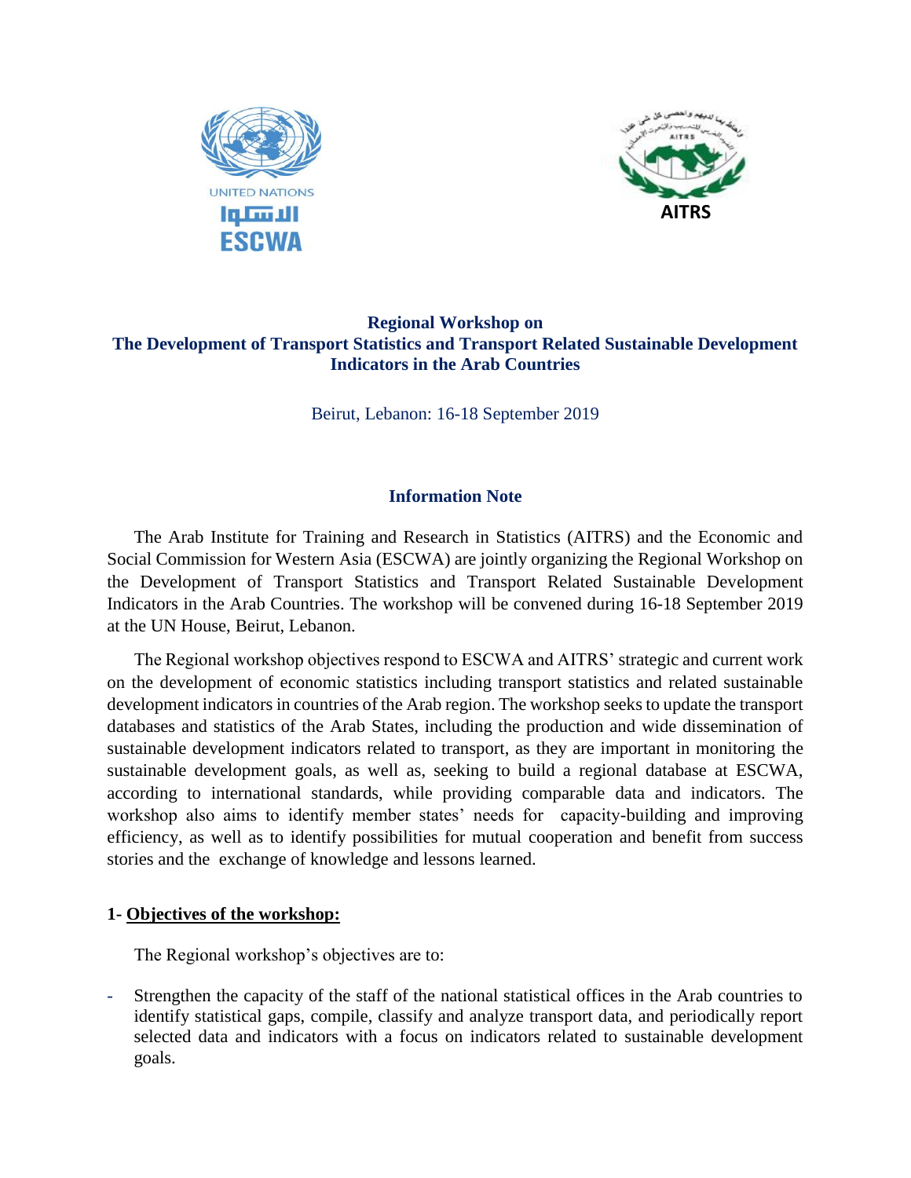UNITED NATIONS
الاسكوا
ESCWA

AITRS

## Regional Workshop on The Development of Transport Statistics and Transport Related Sustainable Development Indicators in the Arab Countries

Beirut, Lebanon: 16-18 September 2019

### Information Note

The Arab Institute for Training and Research in Statistics (AITRS) and the Economic and Social Commission for Western Asia (ESCWA) are jointly organizing the Regional Workshop on the Development of Transport Statistics and Transport Related Sustainable Development Indicators in the Arab Countries. The workshop will be convened during 16-18 September 2019 at the UN House, Beirut, Lebanon.

The Regional workshop objectives respond to ESCWA and AITRS' strategic and current work on the development of economic statistics including transport statistics and related sustainable development indicators in countries of the Arab region. The workshop seeks to update the transport databases and statistics of the Arab States, including the production and wide dissemination of sustainable development indicators related to transport, as they are important in monitoring the sustainable development goals, as well as, seeking to build a regional database at ESCWA, according to international standards, while providing comparable data and indicators. The workshop also aims to identify member states' needs for capacity-building and improving efficiency, as well as to identify possibilities for mutual cooperation and benefit from success stories and the exchange of knowledge and lessons learned.

#### 1- Objectives of the workshop:

The Regional workshop's objectives are to:

- Strengthen the capacity of the staff of the national statistical offices in the Arab countries to identify statistical gaps, compile, classify and analyze transport data, and periodically report selected data and indicators with a focus on indicators related to sustainable development goals.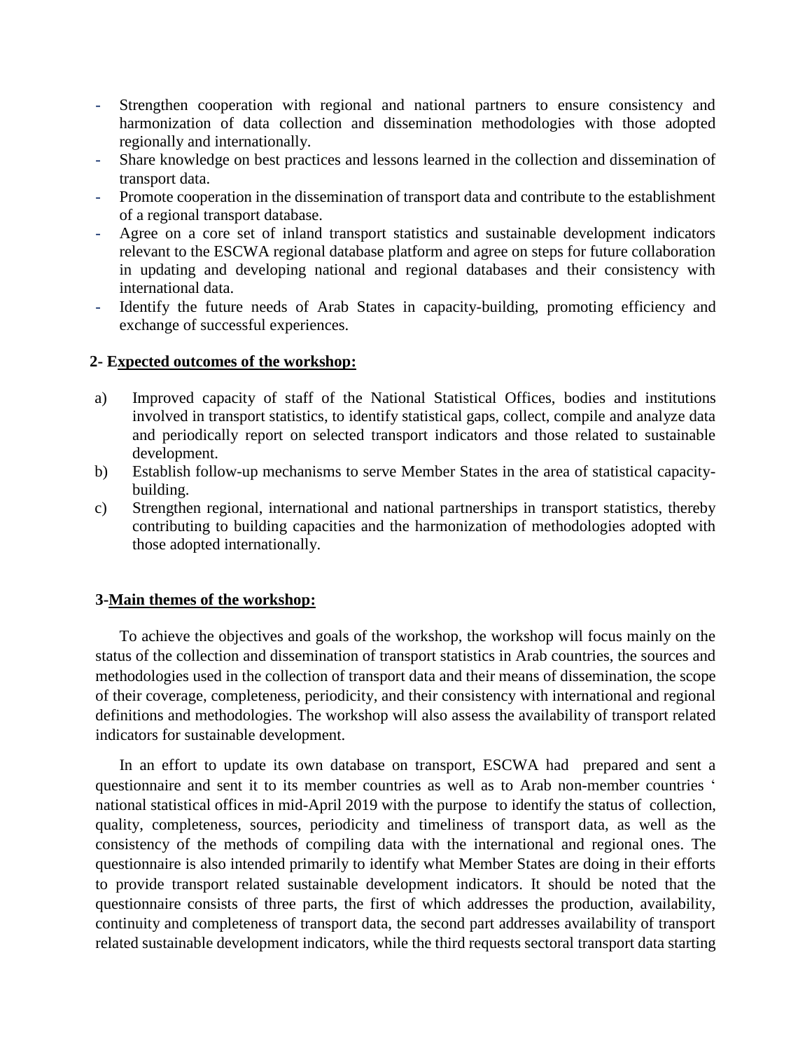- Strengthen cooperation with regional and national partners to ensure consistency and harmonization of data collection and dissemination methodologies with those adopted regionally and internationally.
- Share knowledge on best practices and lessons learned in the collection and dissemination of transport data.
- Promote cooperation in the dissemination of transport data and contribute to the establishment of a regional transport database.
- Agree on a core set of inland transport statistics and sustainable development indicators relevant to the ESCWA regional database platform and agree on steps for future collaboration in updating and developing national and regional databases and their consistency with international data.
- Identify the future needs of Arab States in capacity-building, promoting efficiency and exchange of successful experiences.

## 2- Expected outcomes of the workshop:

a) Improved capacity of staff of the National Statistical Offices, bodies and institutions involved in transport statistics, to identify statistical gaps, collect, compile and analyze data and periodically report on selected transport indicators and those related to sustainable development.

b) Establish follow-up mechanisms to serve Member States in the area of statistical capacity-building.

c) Strengthen regional, international and national partnerships in transport statistics, thereby contributing to building capacities and the harmonization of methodologies adopted with those adopted internationally.

## 3-Main themes of the workshop:

To achieve the objectives and goals of the workshop, the workshop will focus mainly on the status of the collection and dissemination of transport statistics in Arab countries, the sources and methodologies used in the collection of transport data and their means of dissemination, the scope of their coverage, completeness, periodicity, and their consistency with international and regional definitions and methodologies. The workshop will also assess the availability of transport related indicators for sustainable development.

In an effort to update its own database on transport, ESCWA had prepared and sent a questionnaire and sent it to its member countries as well as to Arab non-member countries ' national statistical offices in mid-April 2019 with the purpose to identify the status of collection, quality, completeness, sources, periodicity and timeliness of transport data, as well as the consistency of the methods of compiling data with the international and regional ones. The questionnaire is also intended primarily to identify what Member States are doing in their efforts to provide transport related sustainable development indicators. It should be noted that the questionnaire consists of three parts, the first of which addresses the production, availability, continuity and completeness of transport data, the second part addresses availability of transport related sustainable development indicators, while the third requests sectoral transport data starting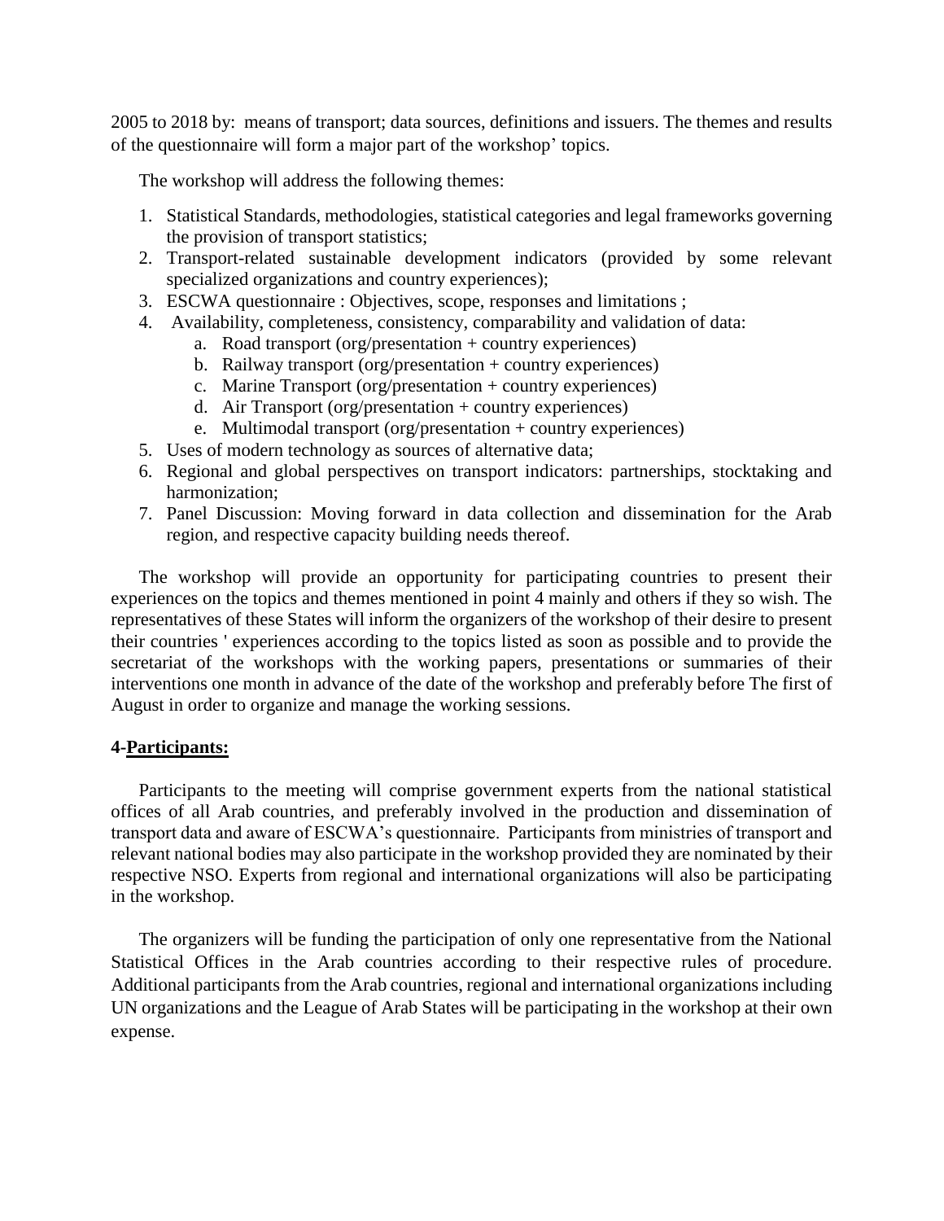2005 to 2018 by: means of transport; data sources, definitions and issuers. The themes and results of the questionnaire will form a major part of the workshop' topics.

The workshop will address the following themes:

1. Statistical Standards, methodologies, statistical categories and legal frameworks governing the provision of transport statistics;
2. Transport-related sustainable development indicators (provided by some relevant specialized organizations and country experiences);
3. ESCWA questionnaire : Objectives, scope, responses and limitations ;
4. Availability, completeness, consistency, comparability and validation of data:
   a. Road transport (org/presentation + country experiences)
   b. Railway transport (org/presentation + country experiences)
   c. Marine Transport (org/presentation + country experiences)
   d. Air Transport (org/presentation + country experiences)
   e. Multimodal transport (org/presentation + country experiences)
5. Uses of modern technology as sources of alternative data;
6. Regional and global perspectives on transport indicators: partnerships, stocktaking and harmonization;
7. Panel Discussion: Moving forward in data collection and dissemination for the Arab region, and respective capacity building needs thereof.

The workshop will provide an opportunity for participating countries to present their experiences on the topics and themes mentioned in point 4 mainly and others if they so wish. The representatives of these States will inform the organizers of the workshop of their desire to present their countries ' experiences according to the topics listed as soon as possible and to provide the secretariat of the workshops with the working papers, presentations or summaries of their interventions one month in advance of the date of the workshop and preferably before The first of August in order to organize and manage the working sessions.

## 4-Participants:

Participants to the meeting will comprise government experts from the national statistical offices of all Arab countries, and preferably involved in the production and dissemination of transport data and aware of ESCWA's questionnaire. Participants from ministries of transport and relevant national bodies may also participate in the workshop provided they are nominated by their respective NSO. Experts from regional and international organizations will also be participating in the workshop.

The organizers will be funding the participation of only one representative from the National Statistical Offices in the Arab countries according to their respective rules of procedure. Additional participants from the Arab countries, regional and international organizations including UN organizations and the League of Arab States will be participating in the workshop at their own expense.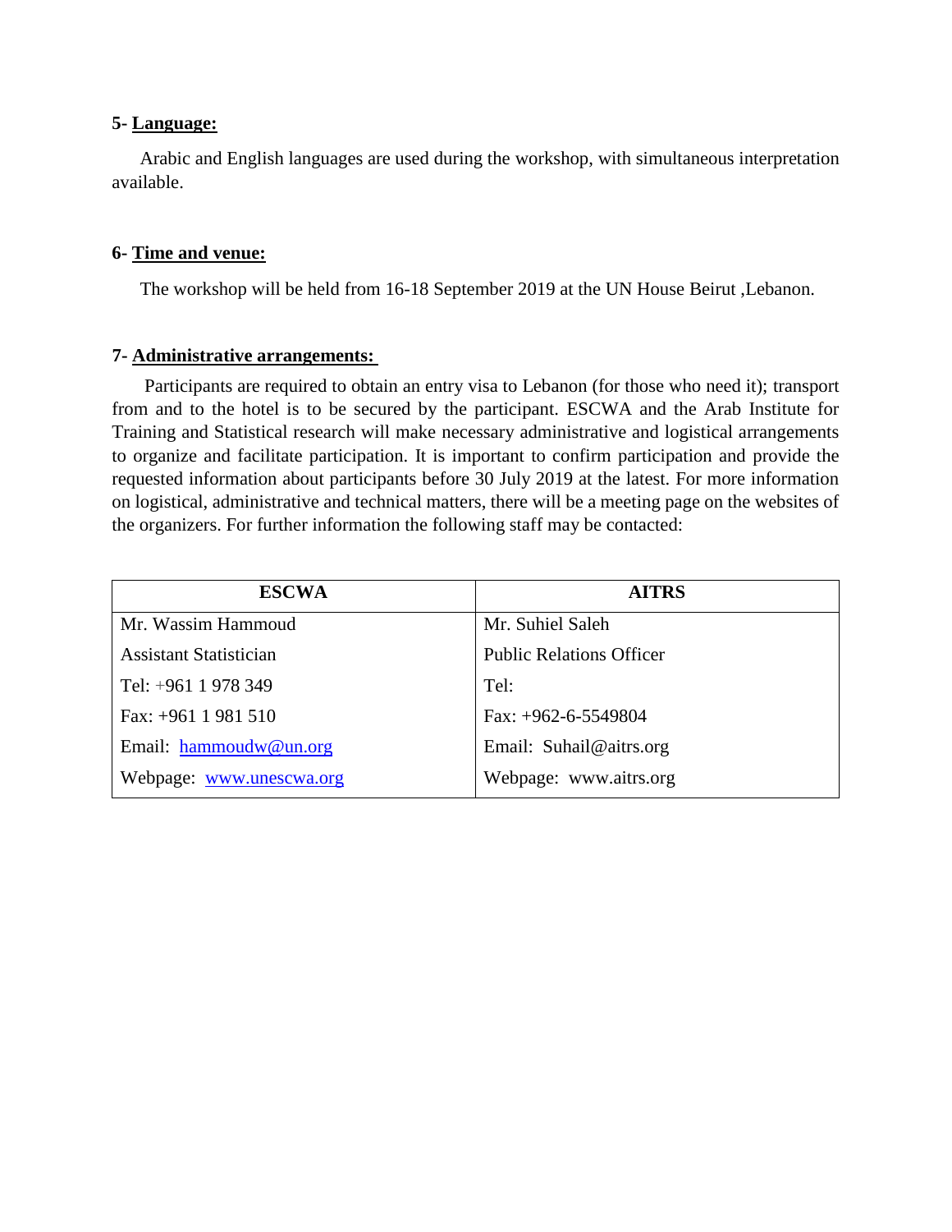**5- Language:**

Arabic and English languages are used during the workshop, with simultaneous interpretation available.

**6- Time and venue:**

The workshop will be held from 16-18 September 2019 at the UN House Beirut ,Lebanon.

**7- Administrative arrangements:**

Participants are required to obtain an entry visa to Lebanon (for those who need it); transport from and to the hotel is to be secured by the participant. ESCWA and the Arab Institute for Training and Statistical research will make necessary administrative and logistical arrangements to organize and facilitate participation. It is important to confirm participation and provide the requested information about participants before 30 July 2019 at the latest. For more information on logistical, administrative and technical matters, there will be a meeting page on the websites of the organizers. For further information the following staff may be contacted:

| ESCWA | AITRS |
|---|---|
| Mr. Wassim Hammoud | Mr. Suhiel Saleh |
| Assistant Statistician | Public Relations Officer |
| Tel: +961 1 978 349 | Tel: |
| Fax: +961 1 981 510 | Fax: +962-6-5549804 |
| Email: hammoudw@un.org | Email: Suhail@aitrs.org |
| Webpage: www.unescwa.org | Webpage: www.aitrs.org |